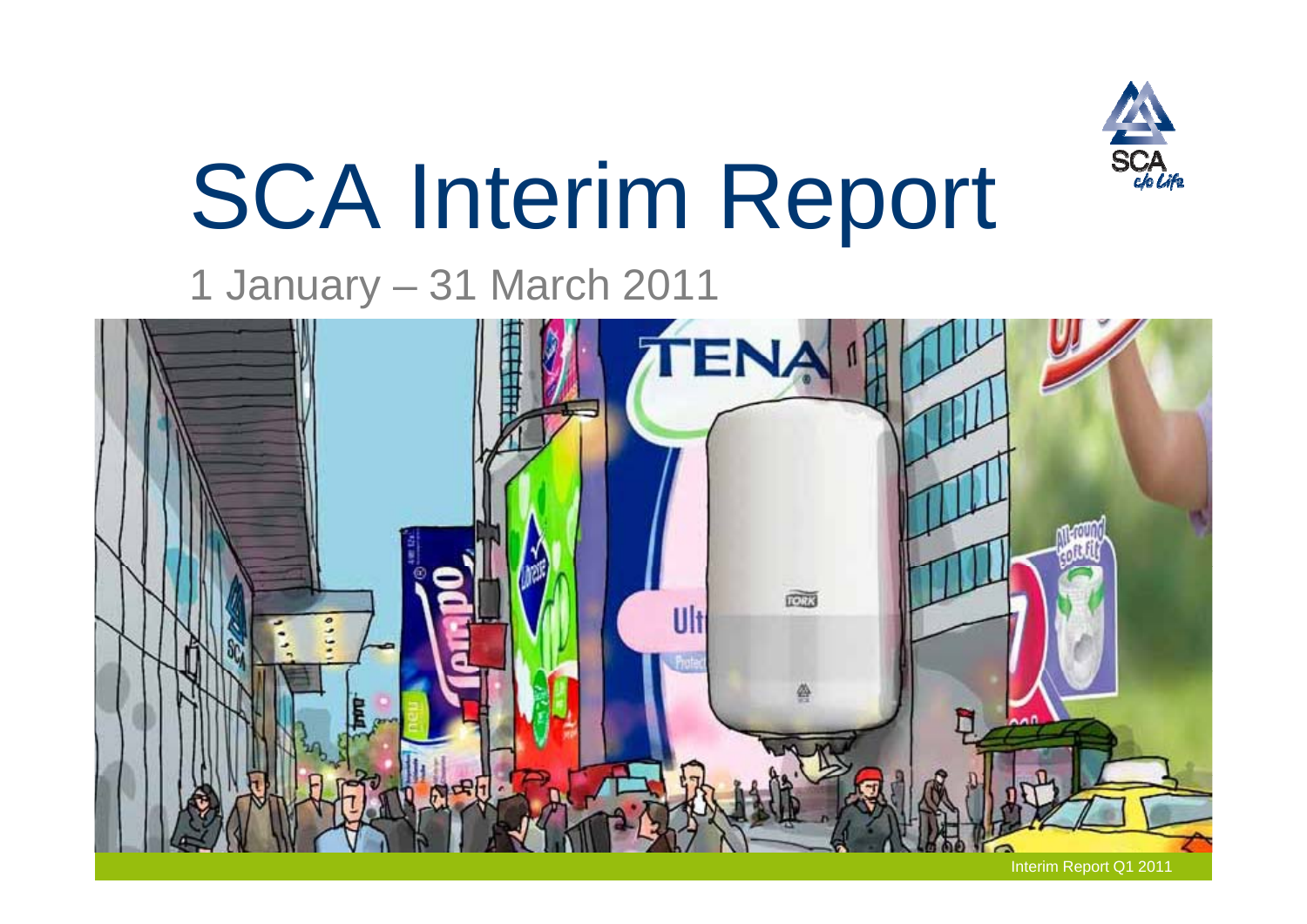# SCA Interim Report

1 January – 31 March 2011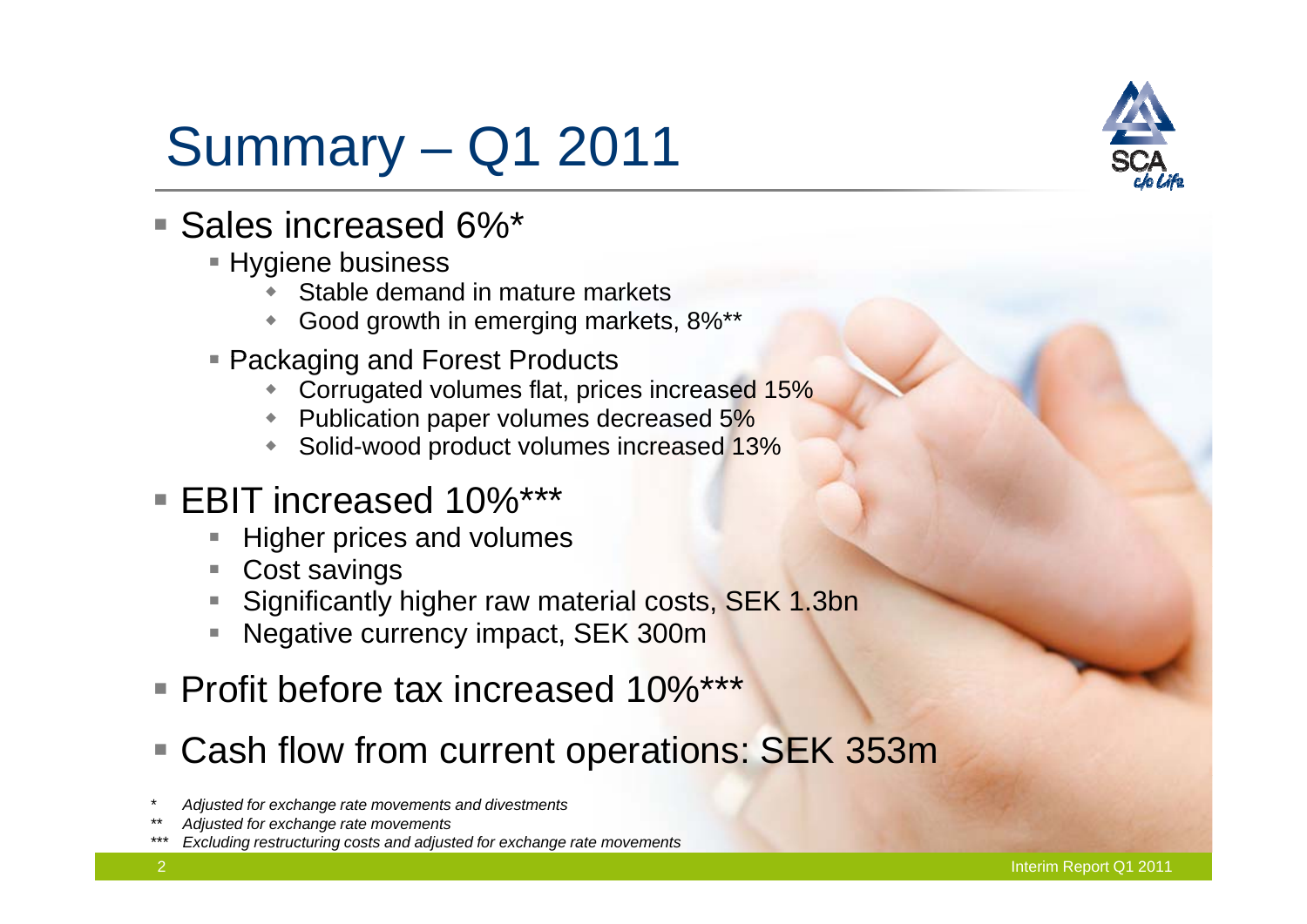# Summary – Q1 2011

- Sales increased 6%*
  - Hygiene business
    - Stable demand in mature markets
    - Good growth in emerging markets, 8%**
  - Packaging and Forest Products
    - Corrugated volumes flat, prices increased 15%
    - Publication paper volumes decreased 5%
    - Solid-wood product volumes increased 13%
- EBIT increased 10%***
  - Higher prices and volumes
  - Cost savings
  - Significantly higher raw material costs, SEK 1.3bn
  - Negative currency impact, SEK 300m
- Profit before tax increased 10%***
- Cash flow from current operations: SEK 353m

*\* Adjusted for exchange rate movements and divestments*

*\*\* Adjusted for exchange rate movements*

*\*\*\* Excluding restructuring costs and adjusted for exchange rate movements*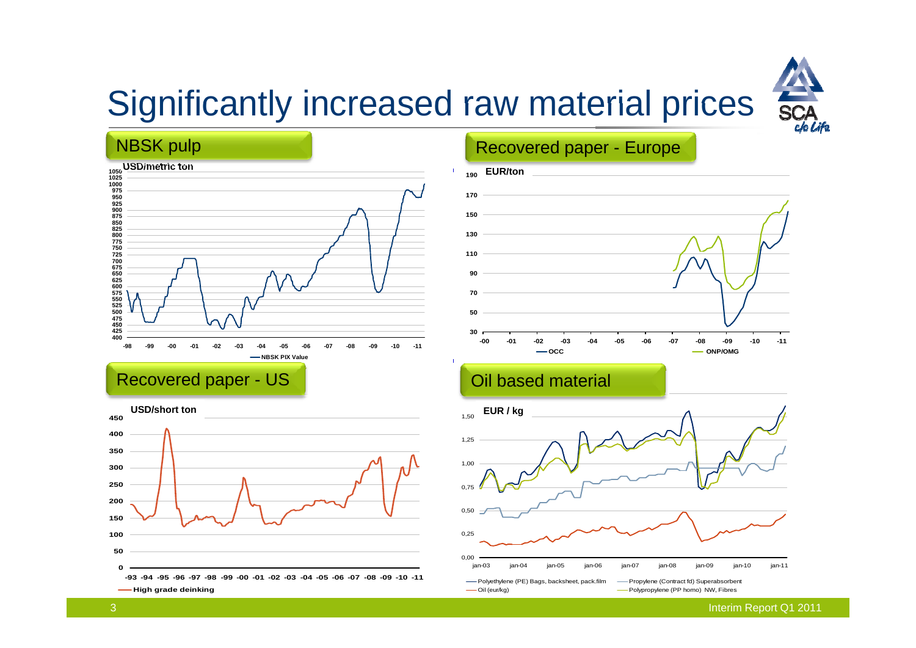# Significantly increased raw material prices

## NBSK pulp

USD/metric ton

NBSK PIX Value

## Recovered paper - Europe

EUR/ton

OCC — ONP/OMG

## Recovered paper - US

USD/short ton

High grade deinking

## Oil based material

EUR / kg

Polyethylene (PE) Bags, backsheet, pack.film

Propylene (Contract fd) Superabsorbent

Oil (eur/kg)

Polypropylene (PP homo) NW, Fibres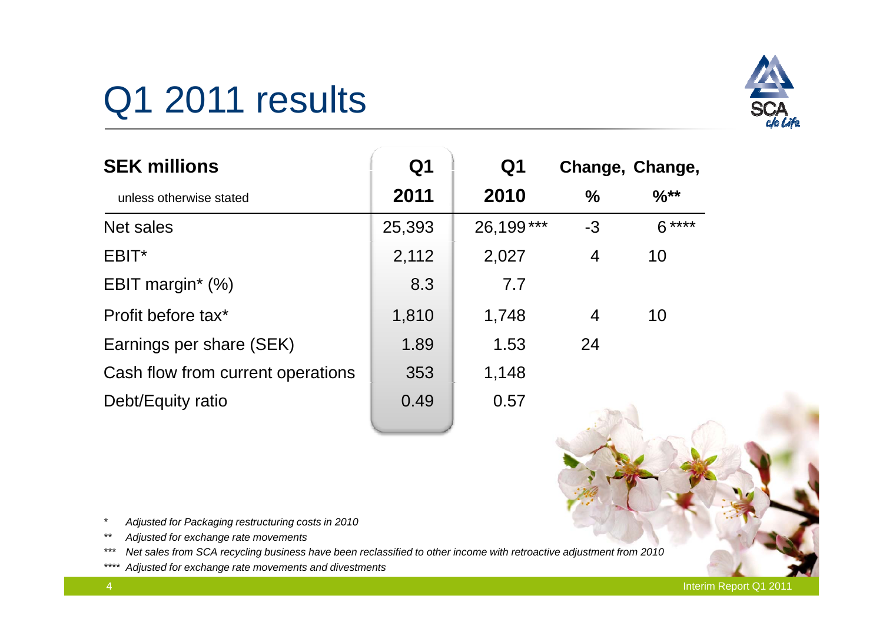# Q1 2011 results

| SEK millions<br>unless otherwise stated | Q1<br>2011 | Q1<br>2010 | Change,<br>% | Change,<br>%** |
|---|---|---|---|---|
| Net sales | 25,393 | 26,199 *** | -3 | 6 **** |
| EBIT* | 2,112 | 2,027 | 4 | 10 |
| EBIT margin* (%) | 8.3 | 7.7 | | |
| Profit before tax* | 1,810 | 1,748 | 4 | 10 |
| Earnings per share (SEK) | 1.89 | 1.53 | 24 | |
| Cash flow from current operations | 353 | 1,148 | | |
| Debt/Equity ratio | 0.49 | 0.57 | | |

\* *Adjusted for Packaging restructuring costs in 2010*

\*\* *Adjusted for exchange rate movements*

\*\*\* *Net sales from SCA recycling business have been reclassified to other income with retroactive adjustment from 2010*

\*\*\*\* *Adjusted for exchange rate movements and divestments*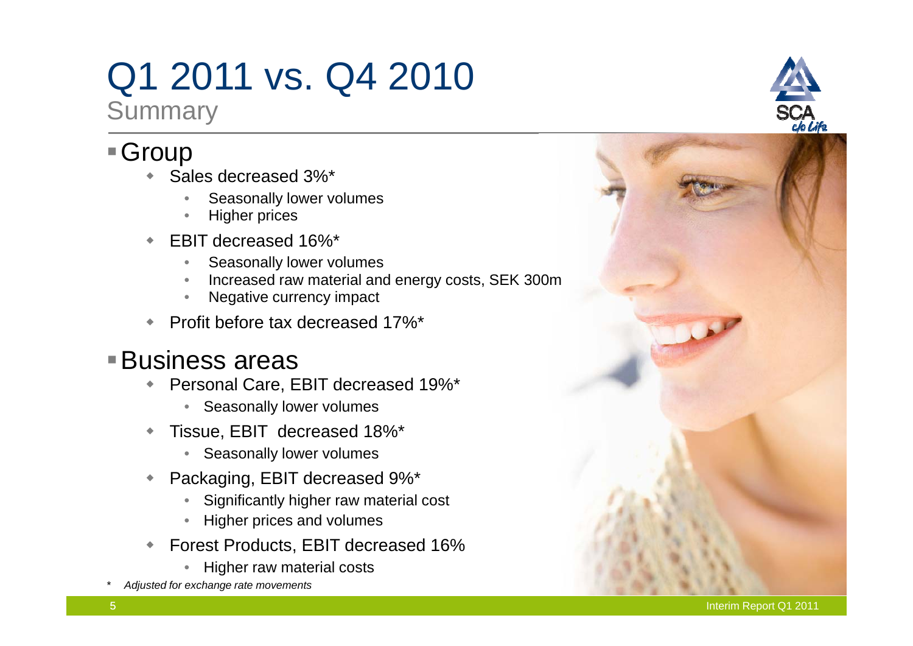# Q1 2011 vs. Q4 2010

## Summary

- Group
  - Sales decreased 3%*
    - Seasonally lower volumes
    - Higher prices
  - EBIT decreased 16%*
    - Seasonally lower volumes
    - Increased raw material and energy costs, SEK 300m
    - Negative currency impact
  - Profit before tax decreased 17%*
- Business areas
  - Personal Care, EBIT decreased 19%*
    - Seasonally lower volumes
  - Tissue, EBIT decreased 18%*
    - Seasonally lower volumes
  - Packaging, EBIT decreased 9%*
    - Significantly higher raw material cost
    - Higher prices and volumes
  - Forest Products, EBIT decreased 16%
    - Higher raw material costs

*\* Adjusted for exchange rate movements*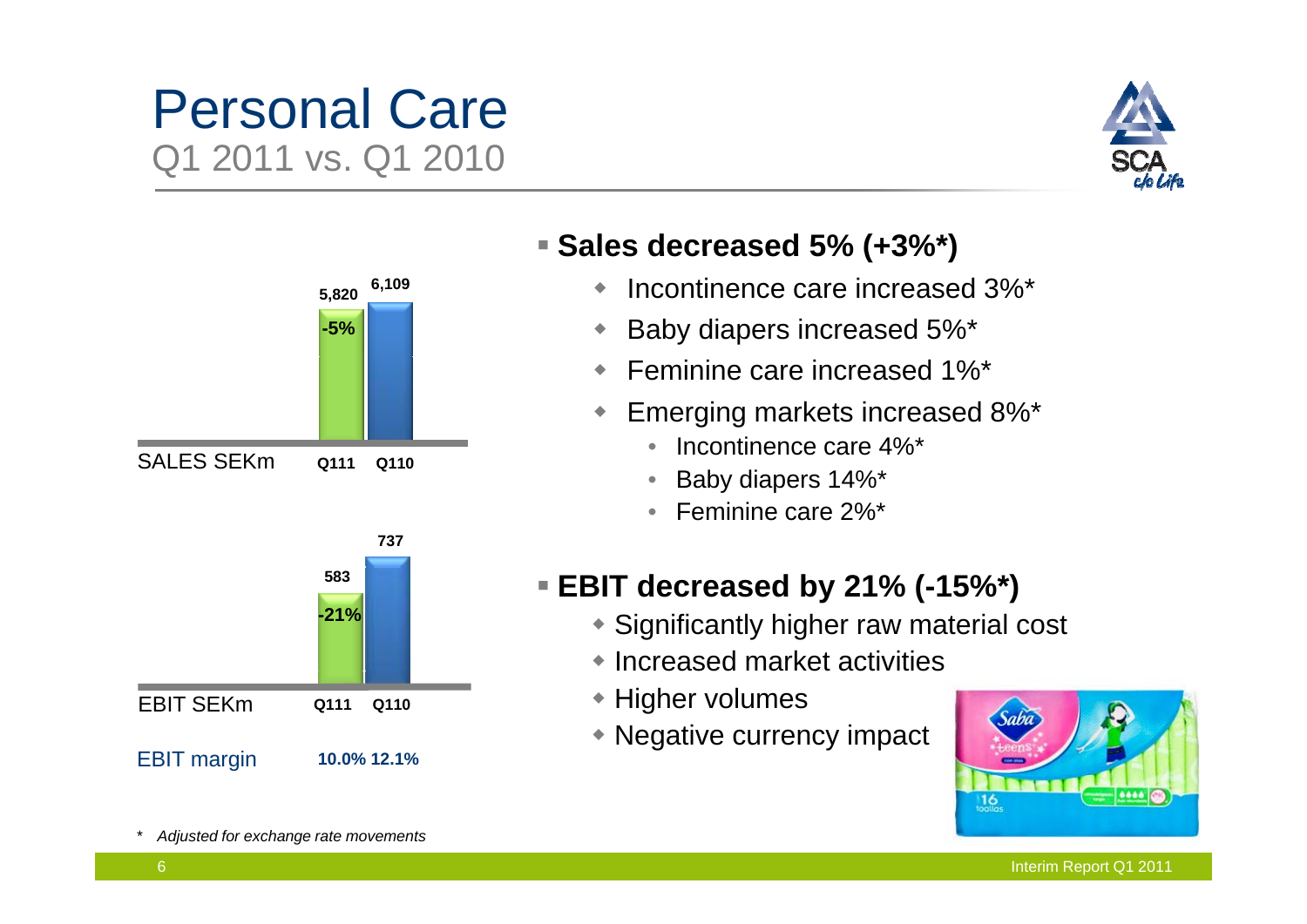# Personal Care

## Q1 2011 vs. Q1 2010

| SALES SEKm | Q111 | Q110 |
|---|---|---|
| | 5,820 | 6,109 |
| | -5% | |

| EBIT SEKm | Q111 | Q110 |
|---|---|---|
| | 583 | 737 |
| | -21% | |
| EBIT margin | 10.0% | 12.1% |

- **Sales decreased 5% (+3%*)**
  - Incontinence care increased 3%*
  - Baby diapers increased 5%*
  - Feminine care increased 1%*
  - Emerging markets increased 8%*
    - Incontinence care 4%*
    - Baby diapers 14%*
    - Feminine care 2%*

- **EBIT decreased by 21% (-15%*)**
  - Significantly higher raw material cost
  - Increased market activities
  - Higher volumes
  - Negative currency impact

\* *Adjusted for exchange rate movements*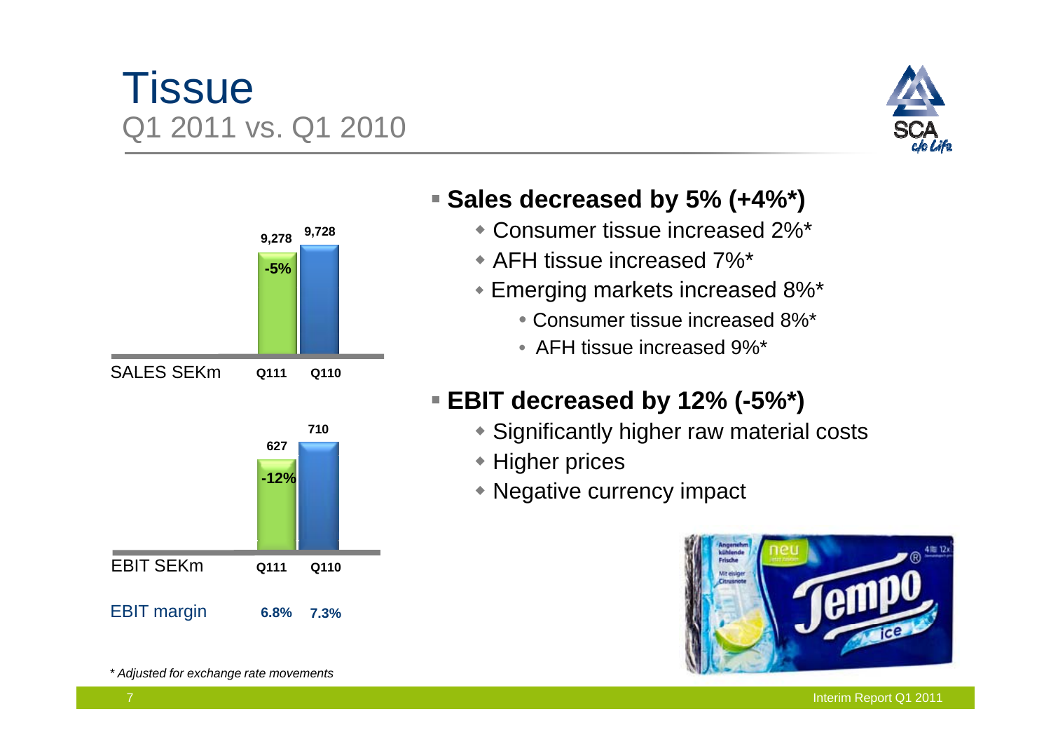# Tissue

## Q1 2011 vs. Q1 2010

| SALES SEKm | Q111 | Q110 |
|---|---|---|
| | 9,278 | 9,728 |
| | -5% | |

| EBIT SEKm | Q111 | Q110 |
|---|---|---|
| | 627 | 710 |
| | -12% | |
| EBIT margin | 6.8% | 7.3% |

- **Sales decreased by 5% (+4%*)**
  - Consumer tissue increased 2%*
  - AFH tissue increased 7%*
  - Emerging markets increased 8%*
    - Consumer tissue increased 8%*
    - AFH tissue increased 9%*
- **EBIT decreased by 12% (-5%*)**
  - Significantly higher raw material costs
  - Higher prices
  - Negative currency impact

*\* Adjusted for exchange rate movements*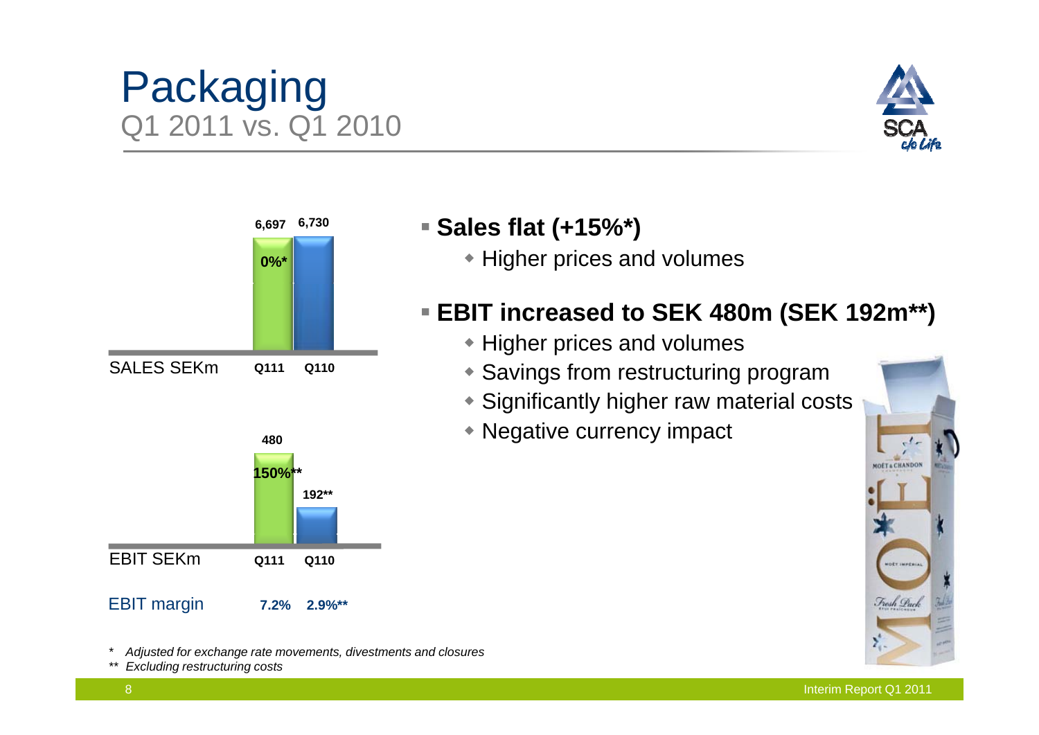# Packaging
## Q1 2011 vs. Q1 2010

| SALES SEKm | Q111 | Q110 |
|---|---|---|
| | 6,697 | 6,730 |
| | 0%* | |

| EBIT SEKm | Q111 | Q110 |
|---|---|---|
| | 480 | 192** |
| | 150%** | |
| EBIT margin | 7.2% | 2.9%** |

- **Sales flat (+15%*)**
  - Higher prices and volumes
- **EBIT increased to SEK 480m (SEK 192m**)**
  - Higher prices and volumes
  - Savings from restructuring program
  - Significantly higher raw material costs
  - Negative currency impact

*\* Adjusted for exchange rate movements, divestments and closures*

*\*\* Excluding restructuring costs*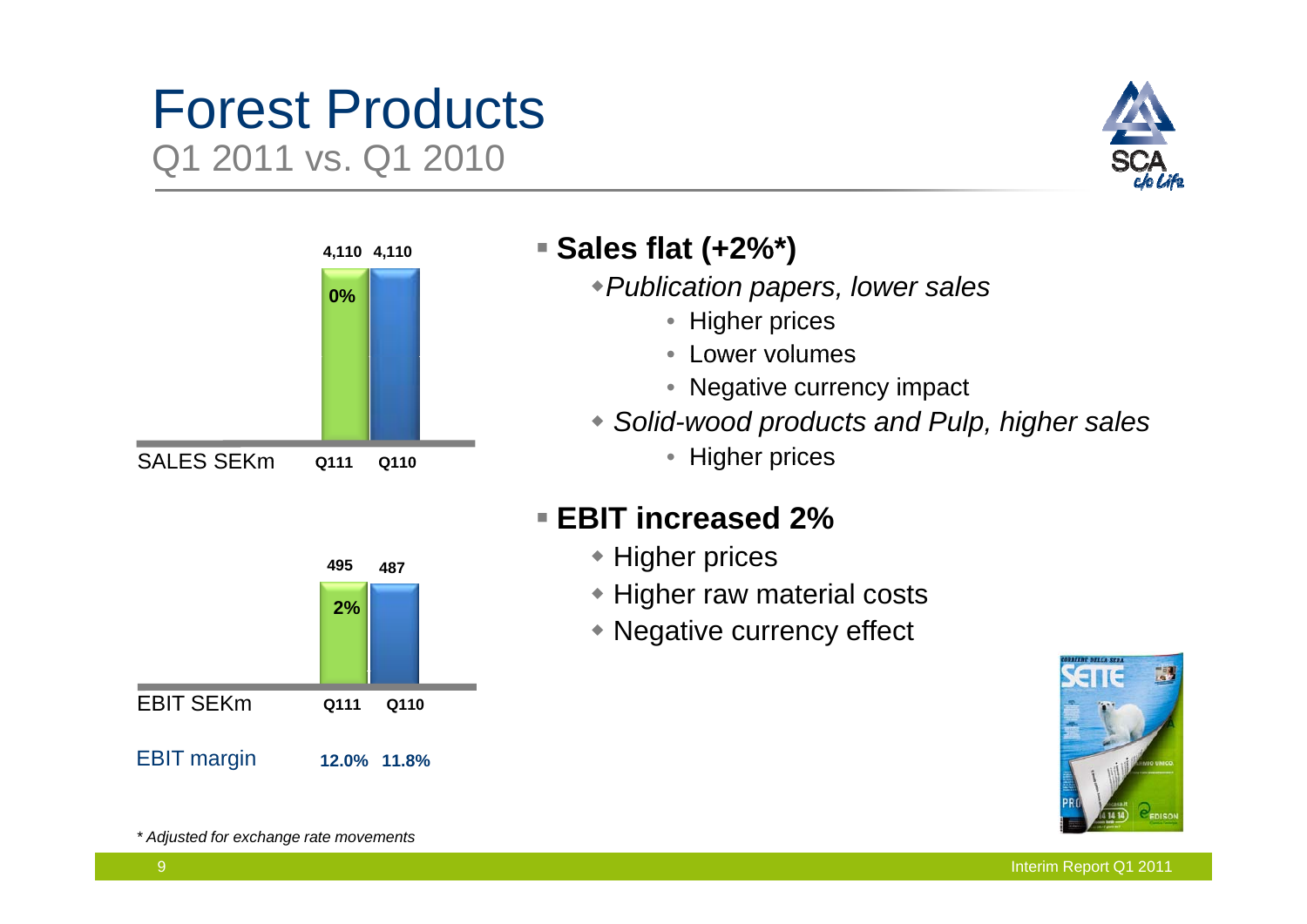# Forest Products

## Q1 2011 vs. Q1 2010

| SALES SEKm | Q111 | Q110 |
|---|---|---|
| | 4,110 | 4,110 |
| Change | 0% | |

| EBIT SEKm | Q111 | Q110 |
|---|---|---|
| | 495 | 487 |
| Change | 2% | |
| EBIT margin | 12.0% | 11.8% |

- **Sales flat (+2%*)**
  - *Publication papers, lower sales*
    - Higher prices
    - Lower volumes
    - Negative currency impact
  - *Solid-wood products and Pulp, higher sales*
    - Higher prices
- **EBIT increased 2%**
  - Higher prices
  - Higher raw material costs
  - Negative currency effect

*\* Adjusted for exchange rate movements*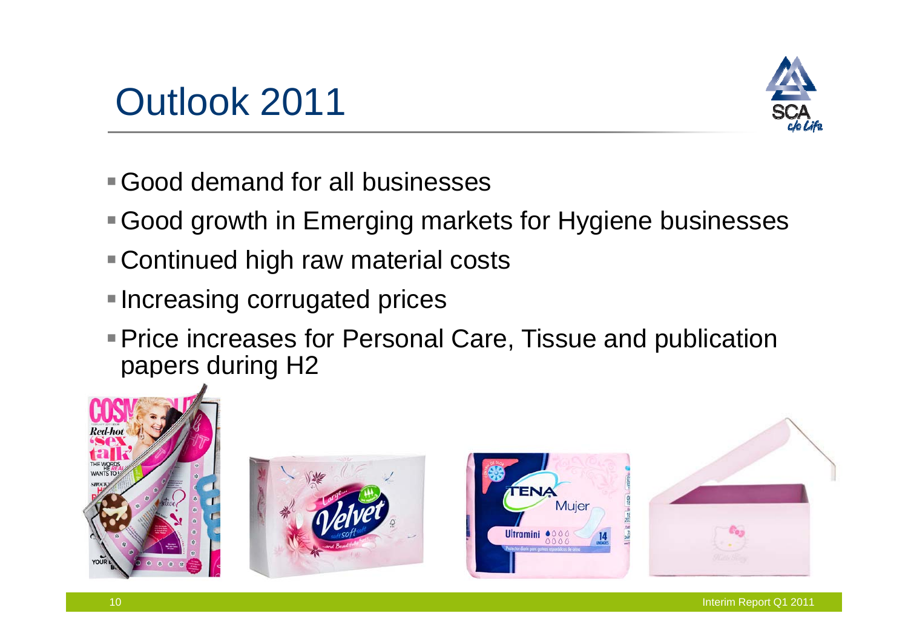# Outlook 2011

- Good demand for all businesses
- Good growth in Emerging markets for Hygiene businesses
- Continued high raw material costs
- Increasing corrugated prices
- Price increases for Personal Care, Tissue and publication papers during H2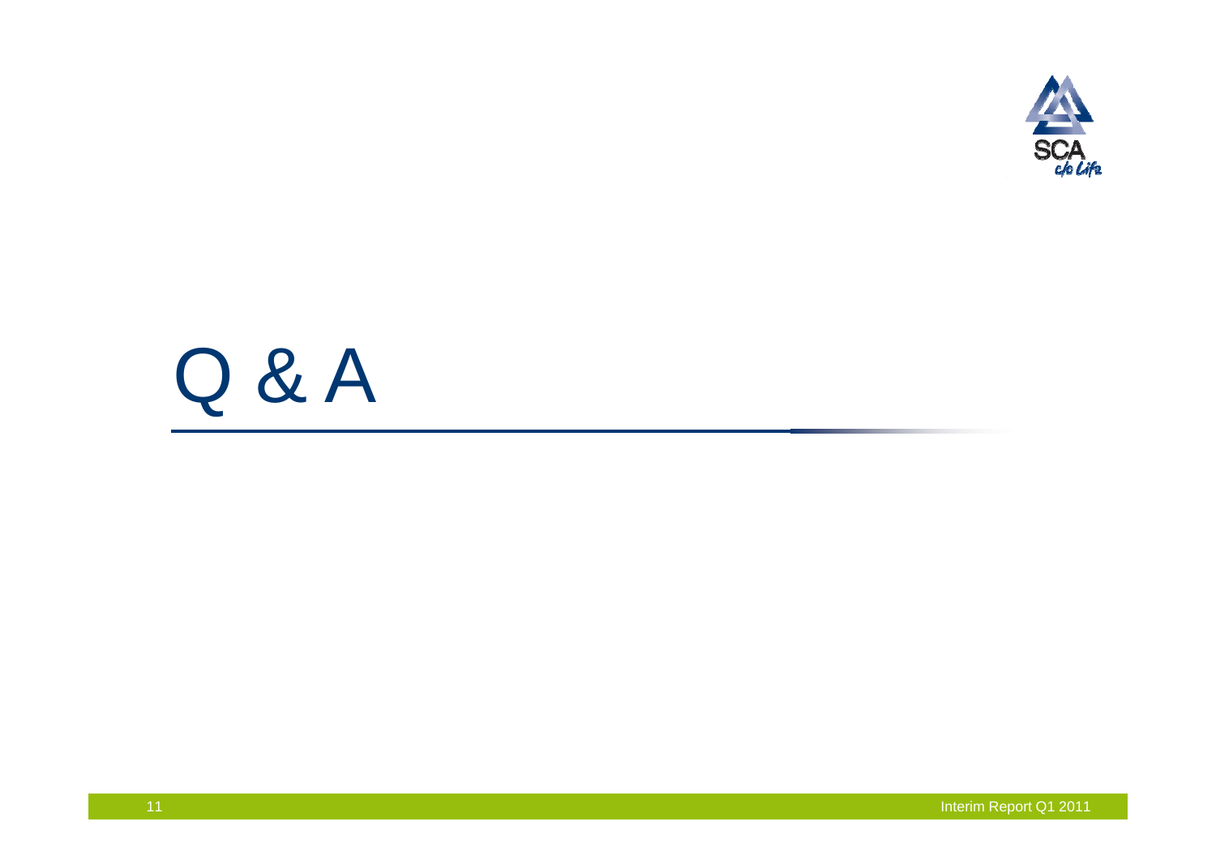# Q & A